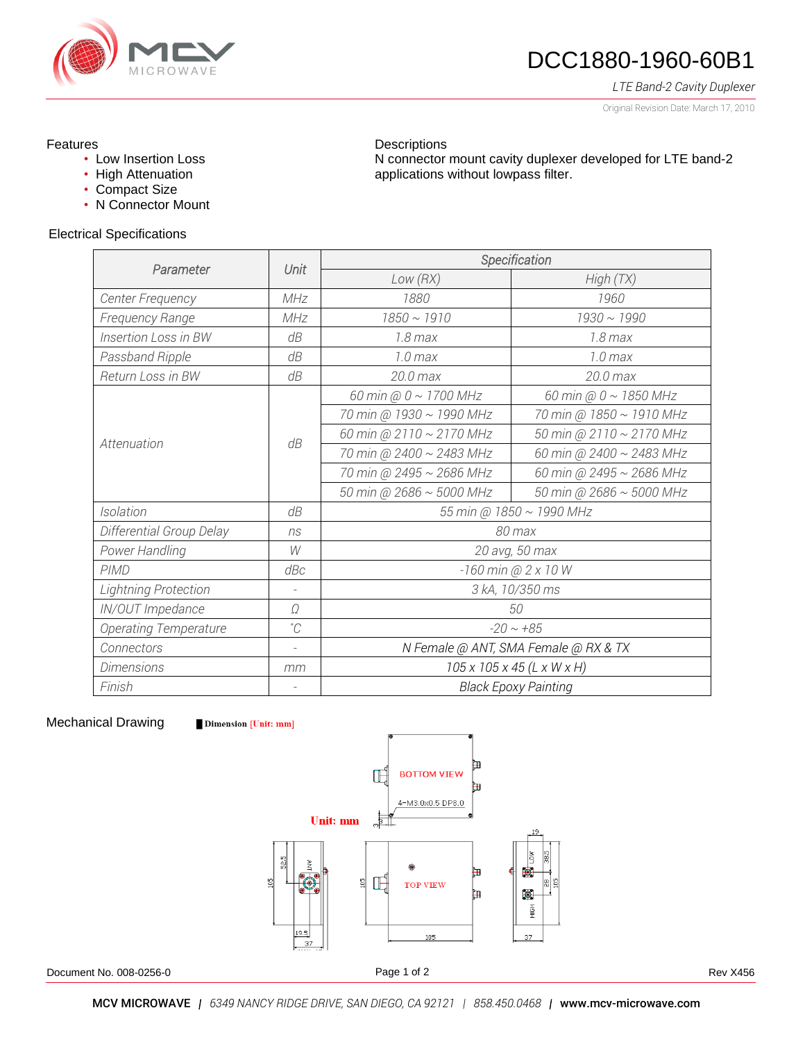# DCC1880-1960-60B1

*LTE Band-2 Cavity Duplexer*

Original Revision Date: March 17, 2010

## Features

- Low Insertion Loss
- High Attenuation
- Compact Size
- N Connector Mount

## Descriptions

N connector mount cavity duplexer developed for LTE band-2 applications without lowpass filter.

## Electrical Specifications

| Parameter | Unit | Specification | |
|---|---|---|---|
| | | Low (RX) | High (TX) |
| Center Frequency | MHz | 1880 | 1960 |
| Frequency Range | MHz | 1850 ~ 1910 | 1930 ~ 1990 |
| Insertion Loss in BW | dB | 1.8 max | 1.8 max |
| Passband Ripple | dB | 1.0 max | 1.0 max |
| Return Loss in BW | dB | 20.0 max | 20.0 max |
| Attenuation | dB | 60 min @ 0 ~ 1700 MHz | 60 min @ 0 ~ 1850 MHz |
| | | 70 min @ 1930 ~ 1990 MHz | 70 min @ 1850 ~ 1910 MHz |
| | | 60 min @ 2110 ~ 2170 MHz | 50 min @ 2110 ~ 2170 MHz |
| | | 70 min @ 2400 ~ 2483 MHz | 60 min @ 2400 ~ 2483 MHz |
| | | 70 min @ 2495 ~ 2686 MHz | 60 min @ 2495 ~ 2686 MHz |
| | | 50 min @ 2686 ~ 5000 MHz | 50 min @ 2686 ~ 5000 MHz |
| Isolation | dB | 55 min @ 1850 ~ 1990 MHz | |
| Differential Group Delay | ns | 80 max | |
| Power Handling | W | 20 avg, 50 max | |
| PIMD | dBc | -160 min @ 2 x 10 W | |
| Lightning Protection | - | 3 kA, 10/350 ms | |
| IN/OUT Impedance | Ω | 50 | |
| Operating Temperature | ˚C | -20 ~ +85 | |
| Connectors | - | N Female @ ANT, SMA Female @ RX & TX | |
| Dimensions | mm | 105 x 105 x 45 (L x W x H) | |
| Finish | - | Black Epoxy Painting | |

## Mechanical Drawing

**Dimension** [Unit: mm]

Unit: mm

BOTTOM VIEW — 4-M3.0x0.5 DP8.0

TOP VIEW

ANT, LOW, HIGH

Dimensions: 105, 105, 37, 19.5, 52.5, 19, 38.5, 28, 3

Document No. 008-0256-0

Rev X456

**MCV MICROWAVE** | *6349 NANCY RIDGE DRIVE, SAN DIEGO, CA 92121* | *858.450.0468* | **www.mcv-microwave.com**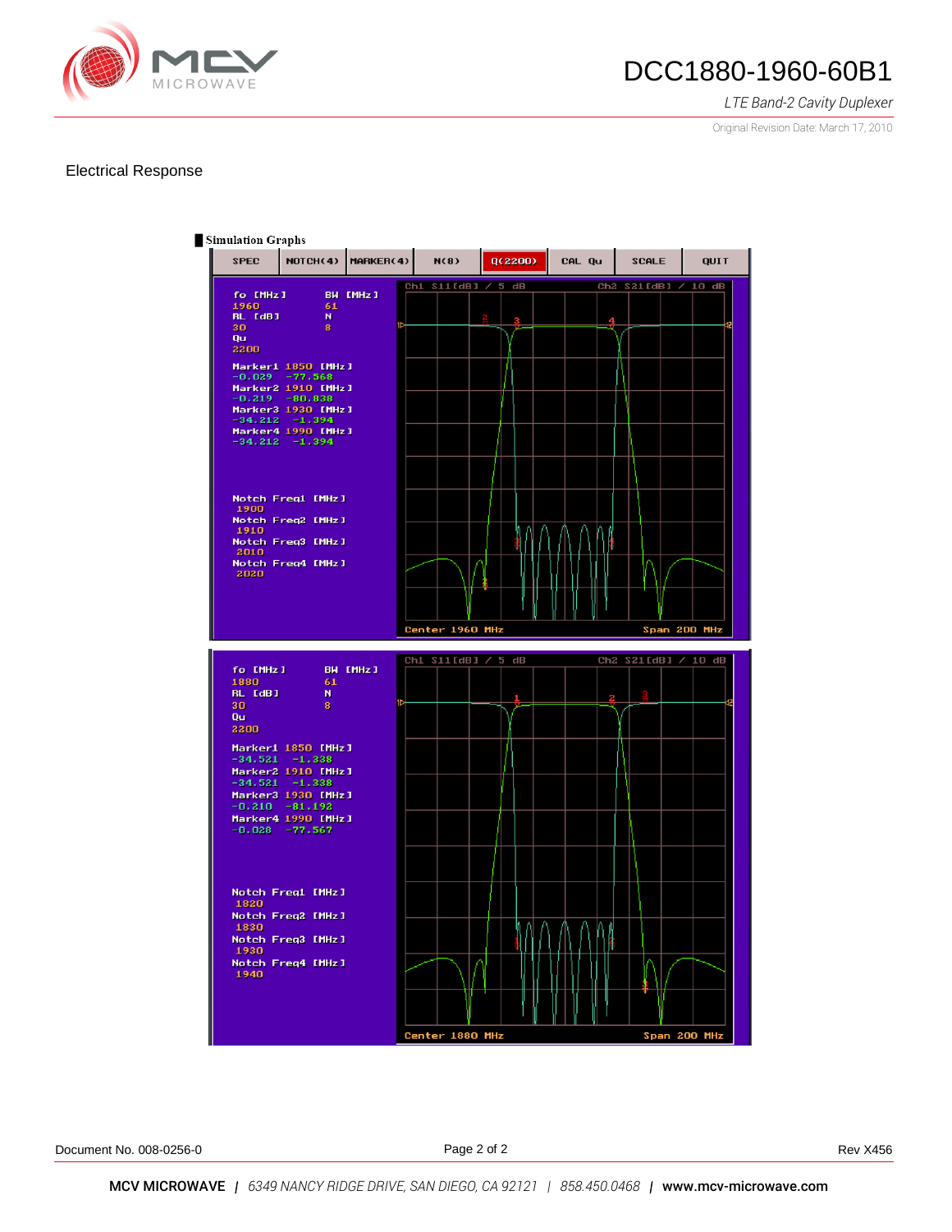# DCC1880-1960-60B1

*LTE Band-2 Cavity Duplexer*

Original Revision Date: March 17, 2010

## Electrical Response

**Simulation Graphs**

SPEC | NOTCH(4) | MARKER(4) | N(8) | Q(2200) | CAL Qu | SCALE | QUIT

fo [MHz]
1960
BW [MHz]
61
RL [dB]
30
N
8
Qu
2200

Marker1 1850 [MHz]
-0.029 -77.568
Marker2 1910 [MHz]
-0.219 -80.838
Marker3 1930 [MHz]
-34.212 -1.394
Marker4 1990 [MHz]
-34.212 -1.394

Notch Freq1 [MHz]
1900
Notch Freq2 [MHz]
1910
Notch Freq3 [MHz]
2010
Notch Freq4 [MHz]
2020

Ch1 S11[dB] / 5 dB
Ch2 S21[dB] / 10 dB
Center 1960 MHz
Span 200 MHz

fo [MHz]
1880
BW [MHz]
61
RL [dB]
30
N
8
Qu
2200

Marker1 1850 [MHz]
-34.521 -1.338
Marker2 1910 [MHz]
-34.521 -1.338
Marker3 1930 [MHz]
-0.210 -81.192
Marker4 1990 [MHz]
-0.028 -77.567

Notch Freq1 [MHz]
1820
Notch Freq2 [MHz]
1830
Notch Freq3 [MHz]
1930
Notch Freq4 [MHz]
1940

Ch1 S11[dB] / 5 dB
Ch2 S21[dB] / 10 dB
Center 1880 MHz
Span 200 MHz

Document No. 008-0256-0

Rev X456

**MCV MICROWAVE** | *6349 NANCY RIDGE DRIVE, SAN DIEGO, CA 92121* | *858.450.0468* | **www.mcv-microwave.com**